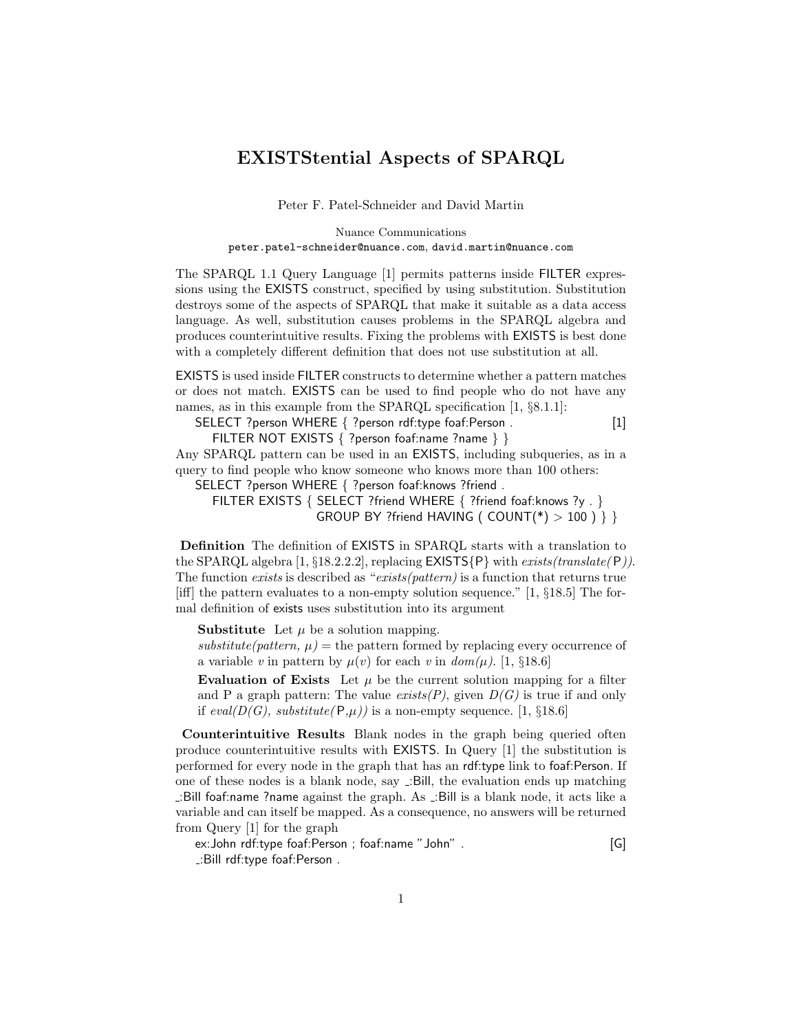# EXISTStential Aspects of SPARQL

Peter F. Patel-Schneider and David Martin

Nuance Communications
peter.patel-schneider@nuance.com, david.martin@nuance.com

The SPARQL 1.1 Query Language [1] permits patterns inside FILTER expressions using the EXISTS construct, specified by using substitution. Substitution destroys some of the aspects of SPARQL that make it suitable as a data access language. As well, substitution causes problems in the SPARQL algebra and produces counterintuitive results. Fixing the problems with EXISTS is best done with a completely different definition that does not use substitution at all.

EXISTS is used inside FILTER constructs to determine whether a pattern matches or does not match. EXISTS can be used to find people who do not have any names, as in this example from the SPARQL specification [1, §8.1.1]:

```
SELECT ?person WHERE { ?person rdf:type foaf:Person .                [1]
    FILTER NOT EXISTS { ?person foaf:name ?name } }
```

Any SPARQL pattern can be used in an EXISTS, including subqueries, as in a query to find people who know someone who knows more than 100 others:

```
SELECT ?person WHERE { ?person foaf:knows ?friend .
    FILTER EXISTS { SELECT ?friend WHERE { ?friend foaf:knows ?y . }
                    GROUP BY ?friend HAVING ( COUNT(*) > 100 ) } }
```

**Definition** The definition of EXISTS in SPARQL starts with a translation to the SPARQL algebra [1, §18.2.2.2], replacing EXISTS{P} with *exists(translate(P))*. The function *exists* is described as "*exists(pattern)* is a function that returns true [iff] the pattern evaluates to a non-empty solution sequence." [1, §18.5] The formal definition of exists uses substitution into its argument

> **Substitute** Let $\mu$ be a solution mapping.
> *substitute(pattern, $\mu$)* = the pattern formed by replacing every occurrence of a variable $v$ in pattern by $\mu(v)$ for each $v$ in *dom($\mu$)*. [1, §18.6]
>
> **Evaluation of Exists** Let $\mu$ be the current solution mapping for a filter and P a graph pattern: The value *exists(P)*, given *D(G)* is true if and only if *eval(D(G), substitute(P,$\mu$))* is a non-empty sequence. [1, §18.6]

**Counterintuitive Results** Blank nodes in the graph being queried often produce counterintuitive results with EXISTS. In Query [1] the substitution is performed for every node in the graph that has an rdf:type link to foaf:Person. If one of these nodes is a blank node, say _:Bill, the evaluation ends up matching _:Bill foaf:name ?name against the graph. As _:Bill is a blank node, it acts like a variable and can itself be mapped. As a consequence, no answers will be returned from Query [1] for the graph

```
ex:John rdf:type foaf:Person ; foaf:name "John" .                    [G]
_:Bill rdf:type foaf:Person .
```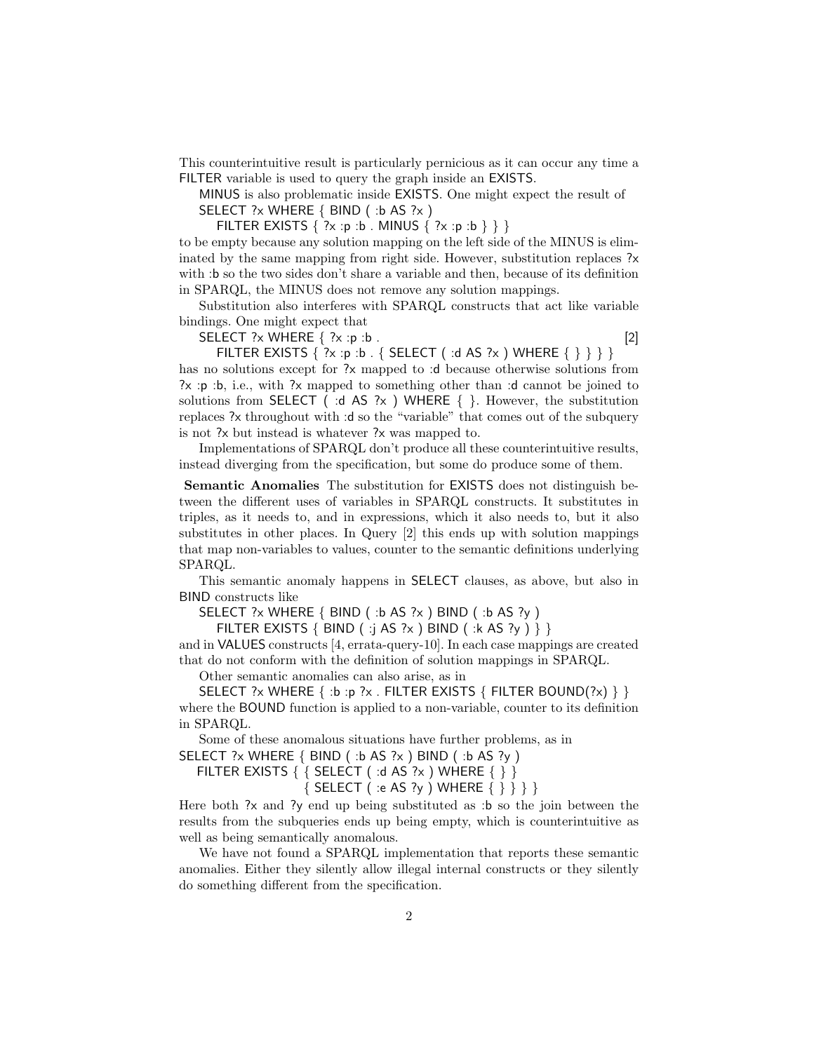This counterintuitive result is particularly pernicious as it can occur any time a FILTER variable is used to query the graph inside an EXISTS.

MINUS is also problematic inside EXISTS. One might expect the result of

```
SELECT ?x WHERE { BIND ( :b AS ?x )
    FILTER EXISTS { ?x :p :b . MINUS { ?x :p :b } } }
```

to be empty because any solution mapping on the left side of the MINUS is eliminated by the same mapping from right side. However, substitution replaces ?x with :b so the two sides don't share a variable and then, because of its definition in SPARQL, the MINUS does not remove any solution mappings.

Substitution also interferes with SPARQL constructs that act like variable bindings. One might expect that

```
SELECT ?x WHERE { ?x :p :b .                                        [2]
    FILTER EXISTS { ?x :p :b . { SELECT ( :d AS ?x ) WHERE { } } } }
```

has no solutions except for ?x mapped to :d because otherwise solutions from ?x :p :b, i.e., with ?x mapped to something other than :d cannot be joined to solutions from SELECT ( :d AS ?x ) WHERE { }. However, the substitution replaces ?x throughout with :d so the "variable" that comes out of the subquery is not ?x but instead is whatever ?x was mapped to.

Implementations of SPARQL don't produce all these counterintuitive results, instead diverging from the specification, but some do produce some of them.

**Semantic Anomalies** The substitution for EXISTS does not distinguish between the different uses of variables in SPARQL constructs. It substitutes in triples, as it needs to, and in expressions, which it also needs to, but it also substitutes in other places. In Query [2] this ends up with solution mappings that map non-variables to values, counter to the semantic definitions underlying SPARQL.

This semantic anomaly happens in SELECT clauses, as above, but also in BIND constructs like

```
SELECT ?x WHERE { BIND ( :b AS ?x ) BIND ( :b AS ?y )
    FILTER EXISTS { BIND ( :j AS ?x ) BIND ( :k AS ?y ) } }
```

and in VALUES constructs [4, errata-query-10]. In each case mappings are created that do not conform with the definition of solution mappings in SPARQL.

Other semantic anomalies can also arise, as in

```
SELECT ?x WHERE { :b :p ?x . FILTER EXISTS { FILTER BOUND(?x) } }
```

where the BOUND function is applied to a non-variable, counter to its definition in SPARQL.

Some of these anomalous situations have further problems, as in

```
SELECT ?x WHERE { BIND ( :b AS ?x ) BIND ( :b AS ?y )
  FILTER EXISTS { { SELECT ( :d AS ?x ) WHERE { } }
                  { SELECT ( :e AS ?y ) WHERE { } } } }
```

Here both ?x and ?y end up being substituted as :b so the join between the results from the subqueries ends up being empty, which is counterintuitive as well as being semantically anomalous.

We have not found a SPARQL implementation that reports these semantic anomalies. Either they silently allow illegal internal constructs or they silently do something different from the specification.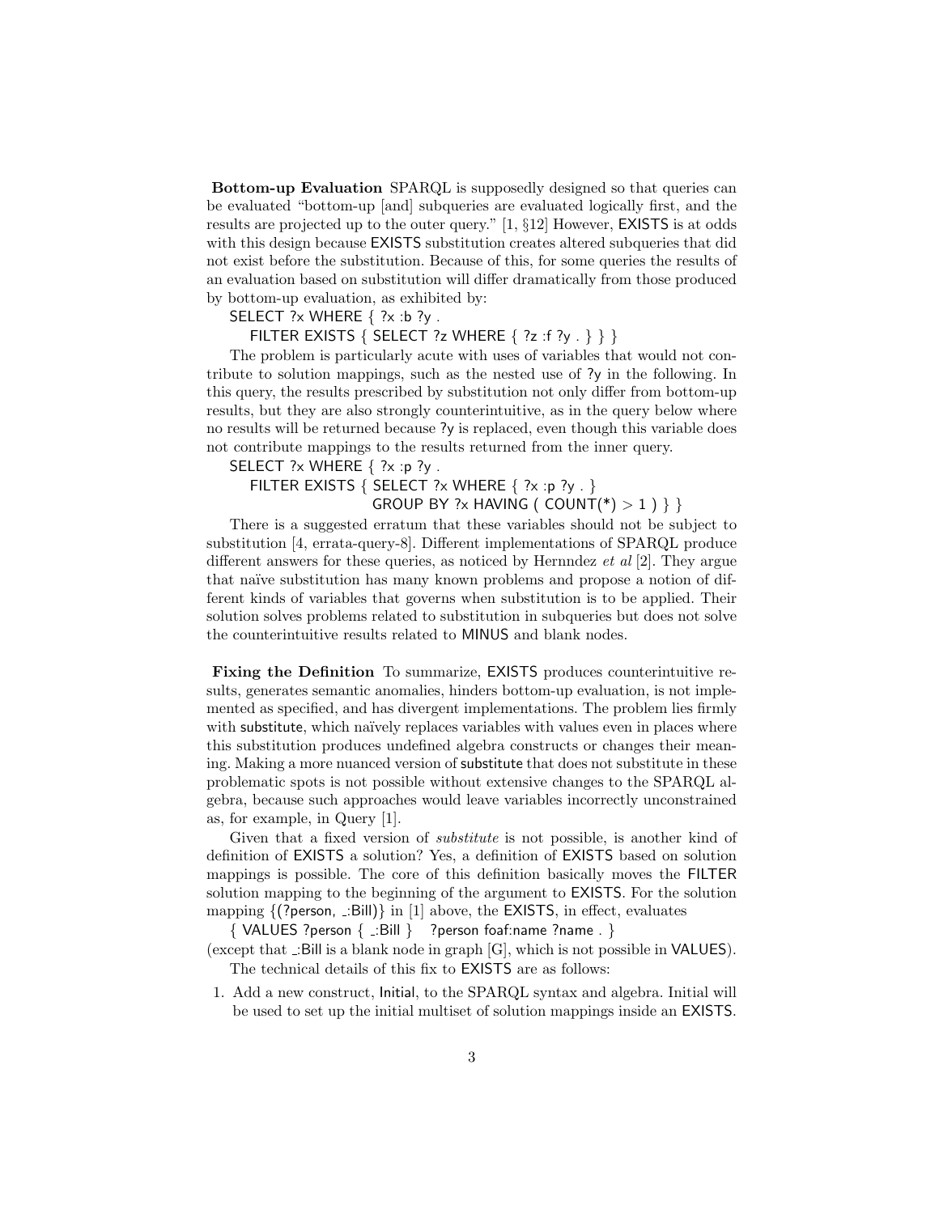**Bottom-up Evaluation** SPARQL is supposedly designed so that queries can be evaluated "bottom-up [and] subqueries are evaluated logically first, and the results are projected up to the outer query." [1, §12] However, EXISTS is at odds with this design because EXISTS substitution creates altered subqueries that did not exist before the substitution. Because of this, for some queries the results of an evaluation based on substitution will differ dramatically from those produced by bottom-up evaluation, as exhibited by:

```
SELECT ?x WHERE { ?x :b ?y .
   FILTER EXISTS { SELECT ?z WHERE { ?z :f ?y . } } }
```

The problem is particularly acute with uses of variables that would not contribute to solution mappings, such as the nested use of ?y in the following. In this query, the results prescribed by substitution not only differ from bottom-up results, but they are also strongly counterintuitive, as in the query below where no results will be returned because ?y is replaced, even though this variable does not contribute mappings to the results returned from the inner query.

```
SELECT ?x WHERE { ?x :p ?y .
   FILTER EXISTS { SELECT ?x WHERE { ?x :p ?y . }
                   GROUP BY ?x HAVING ( COUNT(*) > 1 ) } }
```

There is a suggested erratum that these variables should not be subject to substitution [4, errata-query-8]. Different implementations of SPARQL produce different answers for these queries, as noticed by Hernndez *et al* [2]. They argue that naïve substitution has many known problems and propose a notion of different kinds of variables that governs when substitution is to be applied. Their solution solves problems related to substitution in subqueries but does not solve the counterintuitive results related to MINUS and blank nodes.

**Fixing the Definition** To summarize, EXISTS produces counterintuitive results, generates semantic anomalies, hinders bottom-up evaluation, is not implemented as specified, and has divergent implementations. The problem lies firmly with substitute, which naïvely replaces variables with values even in places where this substitution produces undefined algebra constructs or changes their meaning. Making a more nuanced version of substitute that does not substitute in these problematic spots is not possible without extensive changes to the SPARQL algebra, because such approaches would leave variables incorrectly unconstrained as, for example, in Query [1].

Given that a fixed version of *substitute* is not possible, is another kind of definition of EXISTS a solution? Yes, a definition of EXISTS based on solution mappings is possible. The core of this definition basically moves the FILTER solution mapping to the beginning of the argument to EXISTS. For the solution mapping {(?person, _:Bill)} in [1] above, the EXISTS, in effect, evaluates

```
{ VALUES ?person { _:Bill }   ?person foaf:name ?name . }
```

(except that _:Bill is a blank node in graph [G], which is not possible in VALUES).

The technical details of this fix to EXISTS are as follows:

1. Add a new construct, Initial, to the SPARQL syntax and algebra. Initial will be used to set up the initial multiset of solution mappings inside an EXISTS.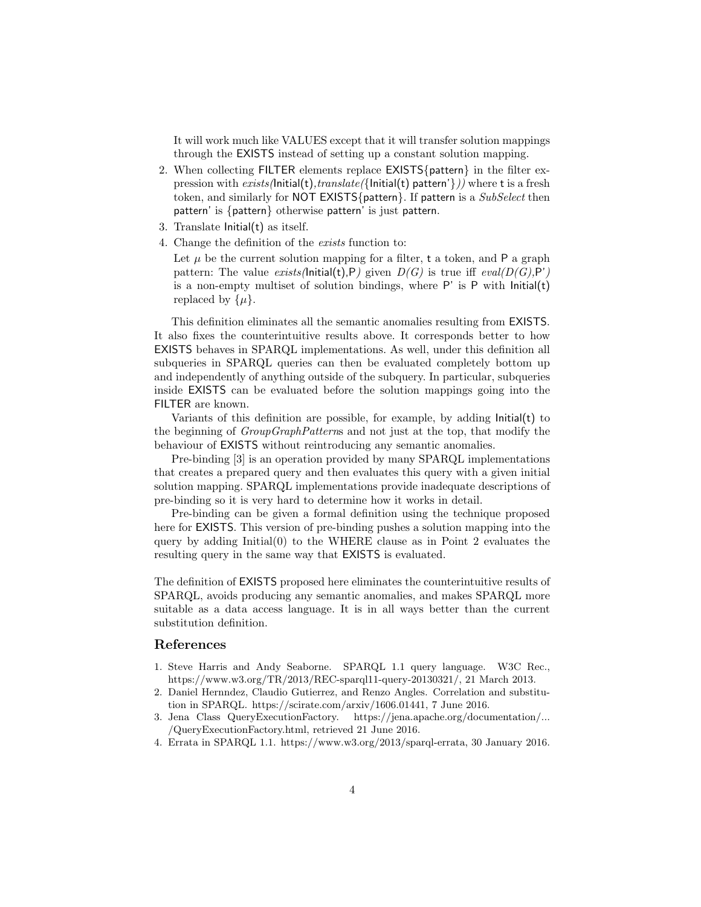It will work much like VALUES except that it will transfer solution mappings through the EXISTS instead of setting up a constant solution mapping.

2. When collecting FILTER elements replace EXISTS{pattern} in the filter expression with *exists(*Initial(t),*translate(*{Initial(t) pattern'}*))* where t is a fresh token, and similarly for NOT EXISTS{pattern}. If pattern is a *SubSelect* then pattern' is {pattern} otherwise pattern' is just pattern.
3. Translate Initial(t) as itself.
4. Change the definition of the *exists* function to:

   Let $\mu$ be the current solution mapping for a filter, t a token, and P a graph pattern: The value *exists(*Initial(t),P*)* given *D(G)* is true iff *eval(D(G),*P'*)* is a non-empty multiset of solution bindings, where P' is P with Initial(t) replaced by $\{\mu\}$.

This definition eliminates all the semantic anomalies resulting from EXISTS. It also fixes the counterintuitive results above. It corresponds better to how EXISTS behaves in SPARQL implementations. As well, under this definition all subqueries in SPARQL queries can then be evaluated completely bottom up and independently of anything outside of the subquery. In particular, subqueries inside EXISTS can be evaluated before the solution mappings going into the FILTER are known.

Variants of this definition are possible, for example, by adding Initial(t) to the beginning of *GroupGraphPattern*s and not just at the top, that modify the behaviour of EXISTS without reintroducing any semantic anomalies.

Pre-binding [3] is an operation provided by many SPARQL implementations that creates a prepared query and then evaluates this query with a given initial solution mapping. SPARQL implementations provide inadequate descriptions of pre-binding so it is very hard to determine how it works in detail.

Pre-binding can be given a formal definition using the technique proposed here for EXISTS. This version of pre-binding pushes a solution mapping into the query by adding Initial(0) to the WHERE clause as in Point 2 evaluates the resulting query in the same way that EXISTS is evaluated.

The definition of EXISTS proposed here eliminates the counterintuitive results of SPARQL, avoids producing any semantic anomalies, and makes SPARQL more suitable as a data access language. It is in all ways better than the current substitution definition.

## References

1. Steve Harris and Andy Seaborne. SPARQL 1.1 query language. W3C Rec., https://www.w3.org/TR/2013/REC-sparql11-query-20130321/, 21 March 2013.
2. Daniel Hernndez, Claudio Gutierrez, and Renzo Angles. Correlation and substitution in SPARQL. https://scirate.com/arxiv/1606.01441, 7 June 2016.
3. Jena Class QueryExecutionFactory. https://jena.apache.org/documentation/... /QueryExecutionFactory.html, retrieved 21 June 2016.
4. Errata in SPARQL 1.1. https://www.w3.org/2013/sparql-errata, 30 January 2016.